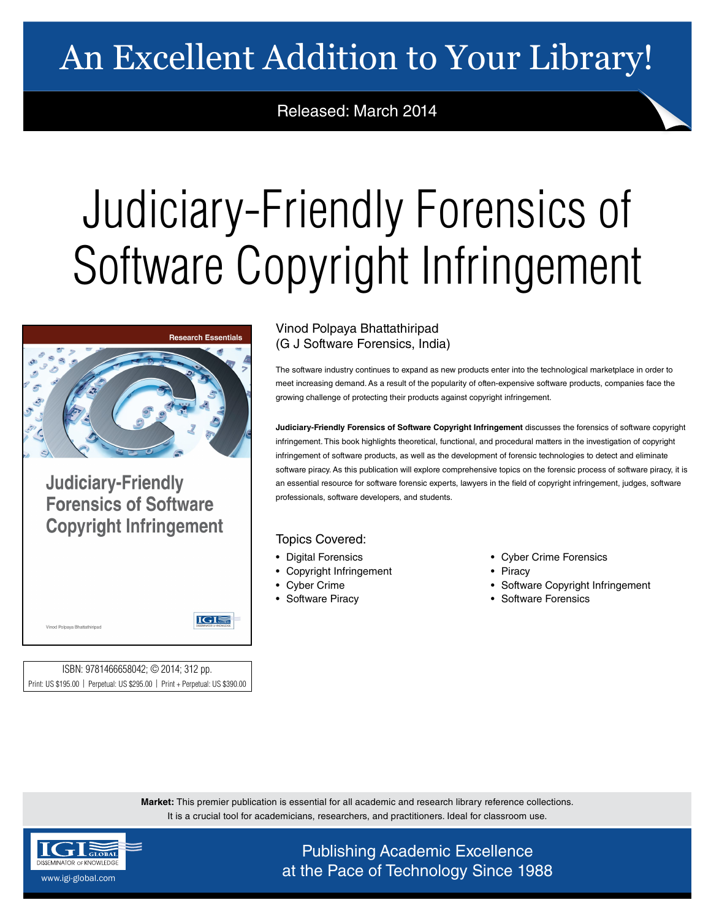# An Excellent Addition to Your Library!

Released: March 2014

# Judiciary-Friendly Forensics of Software Copyright Infringement

Research Essentials

Judiciary-Friendly Forensics of Software Copyright Infringement

Vinod Polpaya Bhattathiripad

ISBN: 9781466658042; © 2014; 312 pp.

Print: US $195.00 | Perpetual: US $295.00 | Print + Perpetual: US $390.00

Vinod Polpaya Bhattathiripad
(G J Software Forensics, India)

The software industry continues to expand as new products enter into the technological marketplace in order to meet increasing demand. As a result of the popularity of often-expensive software products, companies face the growing challenge of protecting their products against copyright infringement.

**Judiciary-Friendly Forensics of Software Copyright Infringement** discusses the forensics of software copyright infringement. This book highlights theoretical, functional, and procedural matters in the investigation of copyright infringement of software products, as well as the development of forensic technologies to detect and eliminate software piracy. As this publication will explore comprehensive topics on the forensic process of software piracy, it is an essential resource for software forensic experts, lawyers in the field of copyright infringement, judges, software professionals, software developers, and students.

## Topics Covered:

- Digital Forensics
- Copyright Infringement
- Cyber Crime
- Software Piracy
- Cyber Crime Forensics
- Piracy
- Software Copyright Infringement
- Software Forensics

**Market:** This premier publication is essential for all academic and research library reference collections. It is a crucial tool for academicians, researchers, and practitioners. Ideal for classroom use.

IGI Global — Disseminator of Knowledge

www.igi-global.com

Publishing Academic Excellence at the Pace of Technology Since 1988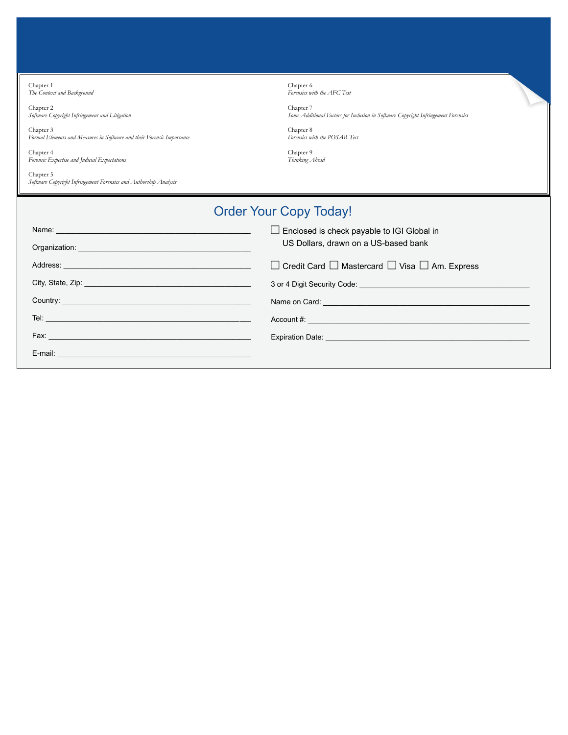Chapter 1
*The Context and Background*

Chapter 2
*Software Copyright Infringement and Litigation*

Chapter 3
*Formal Elements and Measures in Software and their Forensic Importance*

Chapter 4
*Forensic Expertise and Judicial Expectations*

Chapter 5
*Software Copyright Infringement Forensics and Authorship Analysis*

Chapter 6
*Forensics with the AFC Test*

Chapter 7
*Some Additional Factors for Inclusion in Software Copyright Infringement Forensics*

Chapter 8
*Forensics with the POSAR Test*

Chapter 9
*Thinking Ahead*

## Order Your Copy Today!

Name: ______________________________________________

Organization: ________________________________________

Address: ____________________________________________

City, State, Zip: _____________________________________

Country: ____________________________________________

Tel: ________________________________________________

Fax: ________________________________________________

E-mail: ______________________________________________

☐ Enclosed is check payable to IGI Global in US Dollars, drawn on a US-based bank

☐ Credit Card ☐ Mastercard ☐ Visa ☐ Am. Express

3 or 4 Digit Security Code: ______________________________

Name on Card: _______________________________________

Account #: __________________________________________

Expiration Date: ______________________________________